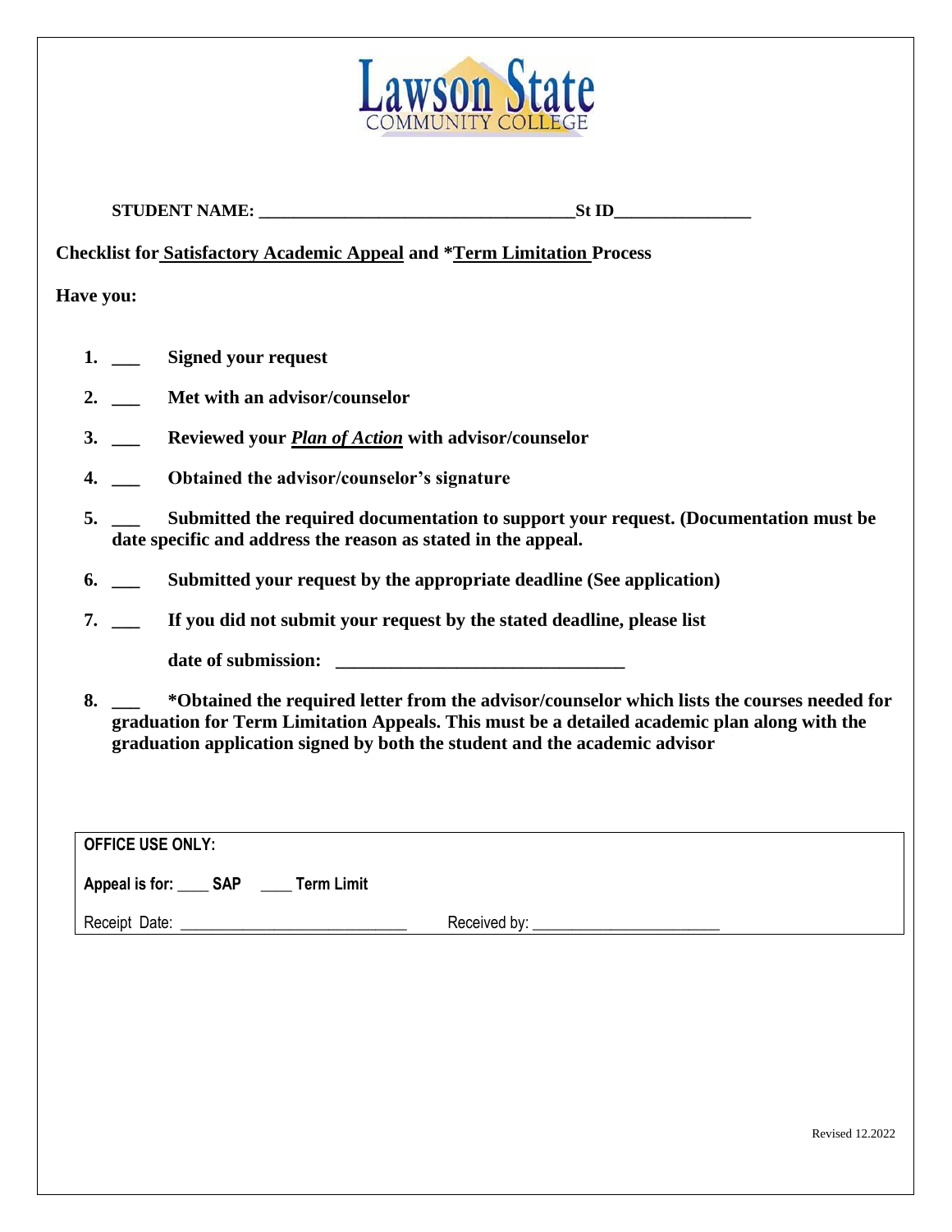Lawson State COMMUNITY COLLEGE

**STUDENT NAME: ____________________________________St ID________________**

**Checklist for Satisfactory Academic Appeal and *Term Limitation Process**

**Have you:**

1. ___ **Signed your request**
2. ___ **Met with an advisor/counselor**
3. ___ **Reviewed your _Plan of Action_ with advisor/counselor**
4. ___ **Obtained the advisor/counselor's signature**
5. ___ **Submitted the required documentation to support your request. (Documentation must be date specific and address the reason as stated in the appeal.**
6. ___ **Submitted your request by the appropriate deadline (See application)**
7. ___ **If you did not submit your request by the stated deadline, please list**

   **date of submission: ________________________________**

8. ___ ***Obtained the required letter from the advisor/counselor which lists the courses needed for graduation for Term Limitation Appeals. This must be a detailed academic plan along with the graduation application signed by both the student and the academic advisor**

---

**OFFICE USE ONLY:**

**Appeal is for: ____ SAP ____ Term Limit**

Receipt Date: ____________________________ Received by: _______________________

Revised 12.2022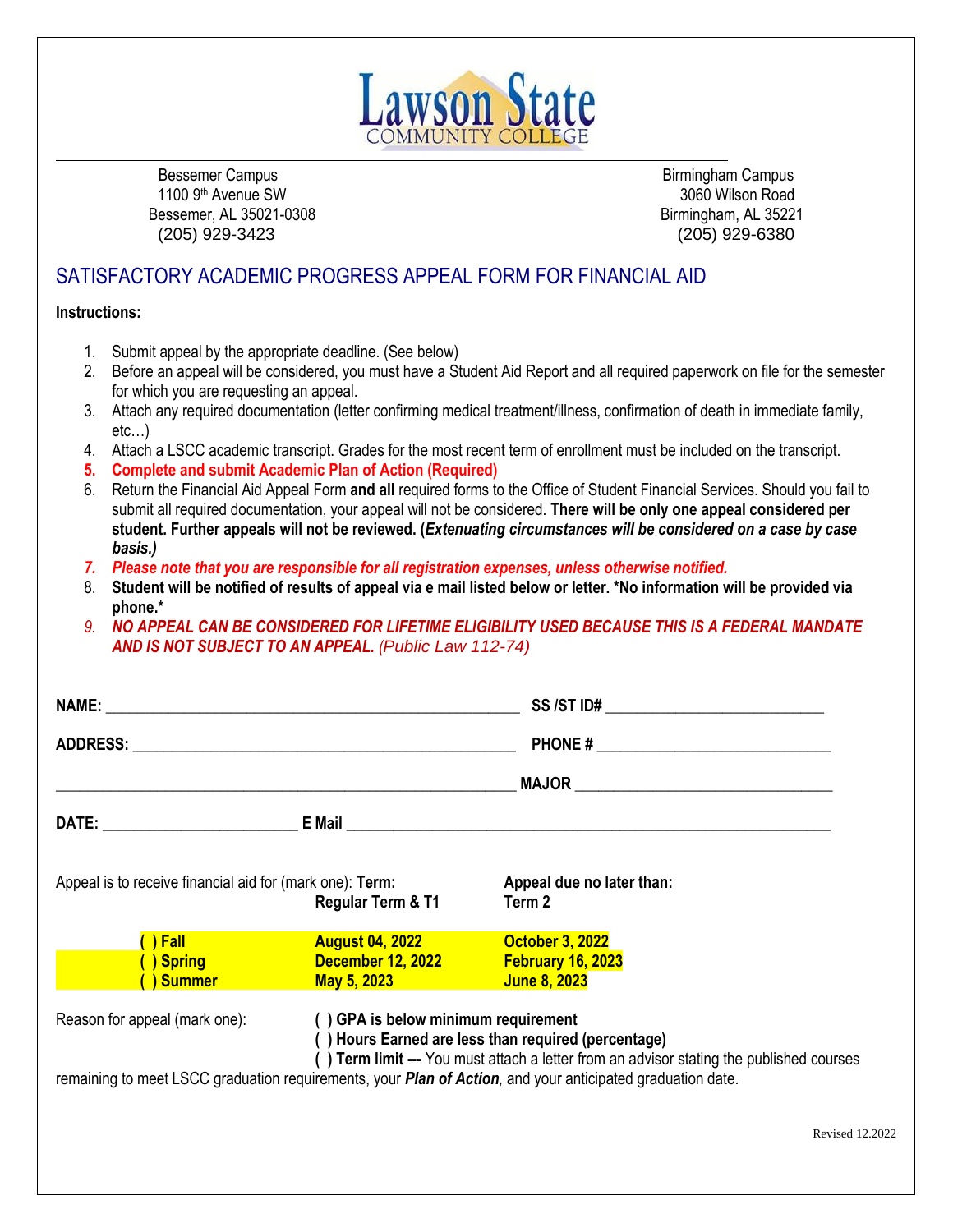Lawson State
COMMUNITY COLLEGE

Bessemer Campus
1100 9th Avenue SW
Bessemer, AL 35021-0308
(205) 929-3423

Birmingham Campus
3060 Wilson Road
Birmingham, AL 35221
(205) 929-6380

# SATISFACTORY ACADEMIC PROGRESS APPEAL FORM FOR FINANCIAL AID

**Instructions:**

1. Submit appeal by the appropriate deadline. (See below)
2. Before an appeal will be considered, you must have a Student Aid Report and all required paperwork on file for the semester for which you are requesting an appeal.
3. Attach any required documentation (letter confirming medical treatment/illness, confirmation of death in immediate family, etc…)
4. Attach a LSCC academic transcript. Grades for the most recent term of enrollment must be included on the transcript.
5. **Complete and submit Academic Plan of Action (Required)**
6. Return the Financial Aid Appeal Form **and all** required forms to the Office of Student Financial Services. Should you fail to submit all required documentation, your appeal will not be considered. **There will be only one appeal considered per student. Further appeals will not be reviewed. (*Extenuating circumstances will be considered on a case by case basis.*)**
7. ***Please note that you are responsible for all registration expenses, unless otherwise notified.***
8. **Student will be notified of results of appeal via e mail listed below or letter. \*No information will be provided via phone.\***
9. ***NO APPEAL CAN BE CONSIDERED FOR LIFETIME ELIGIBILITY USED BECAUSE THIS IS A FEDERAL MANDATE AND IS NOT SUBJECT TO AN APPEAL.*** *(Public Law 112-74)*

**NAME:** ______________________________ **SS /ST ID#** ______________________

**ADDRESS:** ______________________________ **PHONE #** ______________________

______________________________ **MAJOR** ______________________

**DATE:** ______________ **E Mail** ______________________________

Appeal is to receive financial aid for (mark one):

| Term: | Regular Term & T1 | Appeal due no later than: Term 2 |
|---|---|---|
| ( ) Fall | August 04, 2022 | October 3, 2022 |
| ( ) Spring | December 12, 2022 | February 16, 2023 |
| ( ) Summer | May 5, 2023 | June 8, 2023 |

Reason for appeal (mark one):

**( ) GPA is below minimum requirement**
**( ) Hours Earned are less than required (percentage)**
**( ) Term limit ---** You must attach a letter from an advisor stating the published courses remaining to meet LSCC graduation requirements, your ***Plan of Action***, and your anticipated graduation date.

Revised 12.2022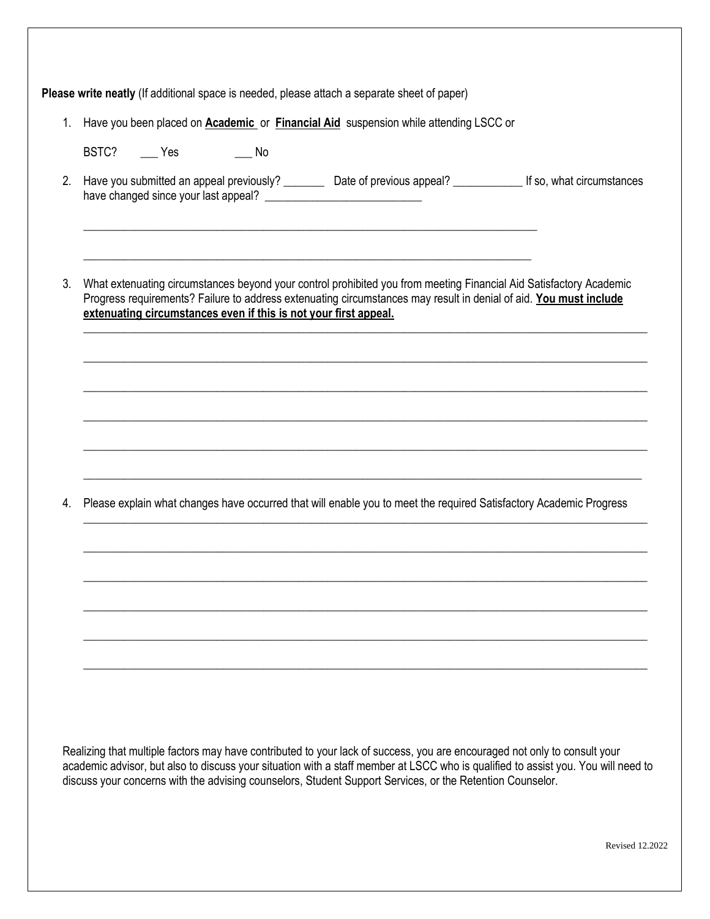**Please write neatly** (If additional space is needed, please attach a separate sheet of paper)

1. Have you been placed on **Academic** or **Financial Aid** suspension while attending LSCC or BSTC? ___ Yes ___ No

2. Have you submitted an appeal previously? _______ Date of previous appeal? ____________ If so, what circumstances have changed since your last appeal? ___________________________

   ______________________________________________________________________________

   ______________________________________________________________________________

3. What extenuating circumstances beyond your control prohibited you from meeting Financial Aid Satisfactory Academic Progress requirements? Failure to address extenuating circumstances may result in denial of aid. **You must include extenuating circumstances even if this is not your first appeal.**

   ______________________________________________________________________________

   ______________________________________________________________________________

   ______________________________________________________________________________

   ______________________________________________________________________________

   ______________________________________________________________________________

   ______________________________________________________________________________

4. Please explain what changes have occurred that will enable you to meet the required Satisfactory Academic Progress

   ______________________________________________________________________________

   ______________________________________________________________________________

   ______________________________________________________________________________

   ______________________________________________________________________________

   ______________________________________________________________________________

   ______________________________________________________________________________

Realizing that multiple factors may have contributed to your lack of success, you are encouraged not only to consult your academic advisor, but also to discuss your situation with a staff member at LSCC who is qualified to assist you. You will need to discuss your concerns with the advising counselors, Student Support Services, or the Retention Counselor.

Revised 12.2022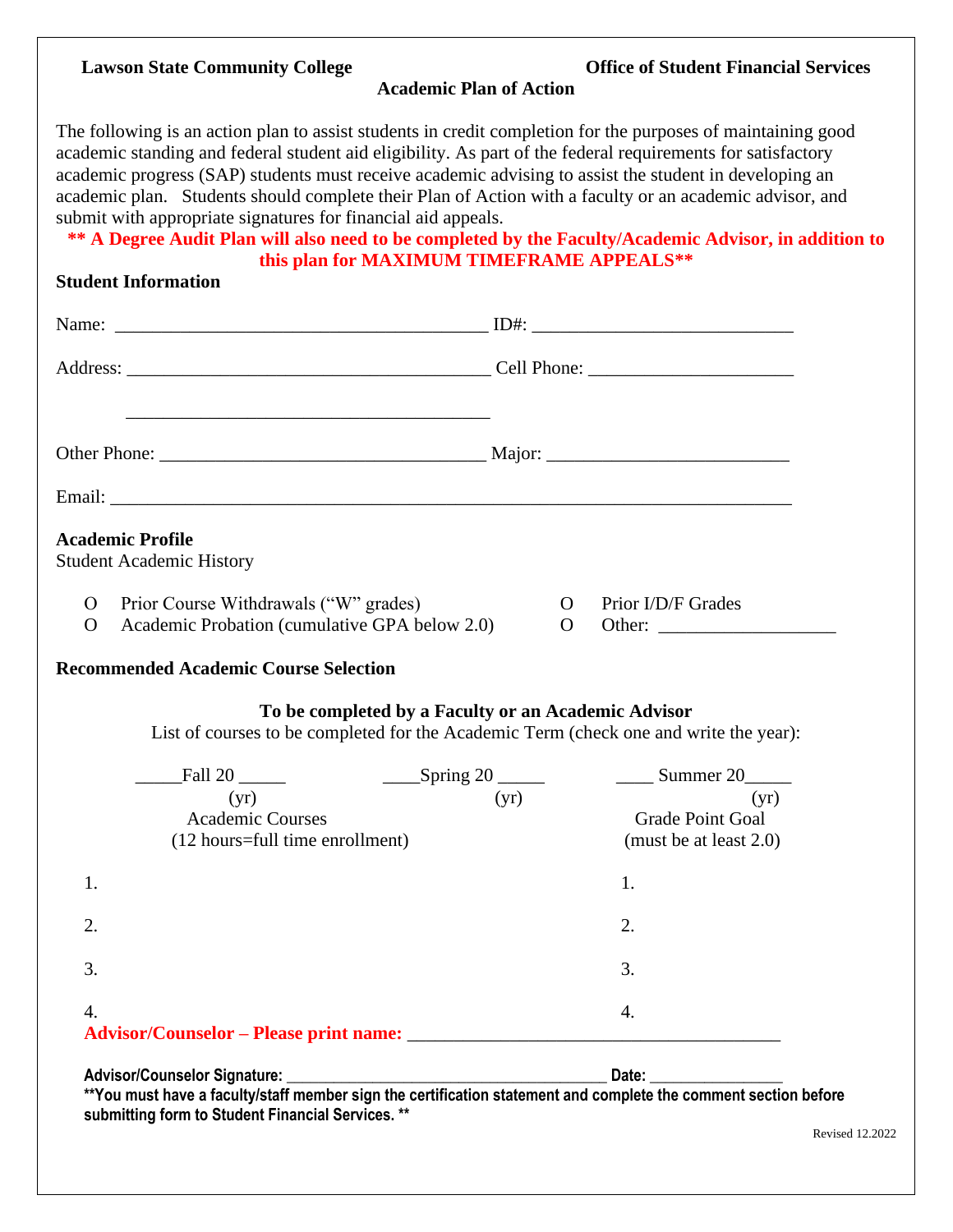**Lawson State Community College** **Office of Student Financial Services**

## Academic Plan of Action

The following is an action plan to assist students in credit completion for the purposes of maintaining good academic standing and federal student aid eligibility. As part of the federal requirements for satisfactory academic progress (SAP) students must receive academic advising to assist the student in developing an academic plan. Students should complete their Plan of Action with a faculty or an academic advisor, and submit with appropriate signatures for financial aid appeals.

**\*\* A Degree Audit Plan will also need to be completed by the Faculty/Academic Advisor, in addition to this plan for MAXIMUM TIMEFRAME APPEALS\*\***

### Student Information

Name: ________________________________________ ID#: ____________________________

Address: _______________________________________ Cell Phone: ______________________

_______________________________________

Other Phone: ___________________________________ Major: __________________________

Email: _________________________________________________________________________

### Academic Profile

Student Academic History

- O Prior Course Withdrawals ("W" grades)
- O Academic Probation (cumulative GPA below 2.0)
- O Prior I/D/F Grades
- O Other: ___________________

### Recommended Academic Course Selection

**To be completed by a Faculty or an Academic Advisor**

List of courses to be completed for the Academic Term (check one and write the year):

_____Fall 20 _____ (yr) ____Spring 20 _____ (yr) ____ Summer 20_____ (yr)

| Academic Courses (12 hours=full time enrollment) | Grade Point Goal (must be at least 2.0) |
| --- | --- |
| 1. | 1. |
| 2. | 2. |
| 3. | 3. |
| 4. | 4. |

**Advisor/Counselor – Please print name:** ________________________________________

**Advisor/Counselor Signature:** ______________________________________ **Date:** ________________

**\*\*You must have a faculty/staff member sign the certification statement and complete the comment section before submitting form to Student Financial Services. \*\***

Revised 12.2022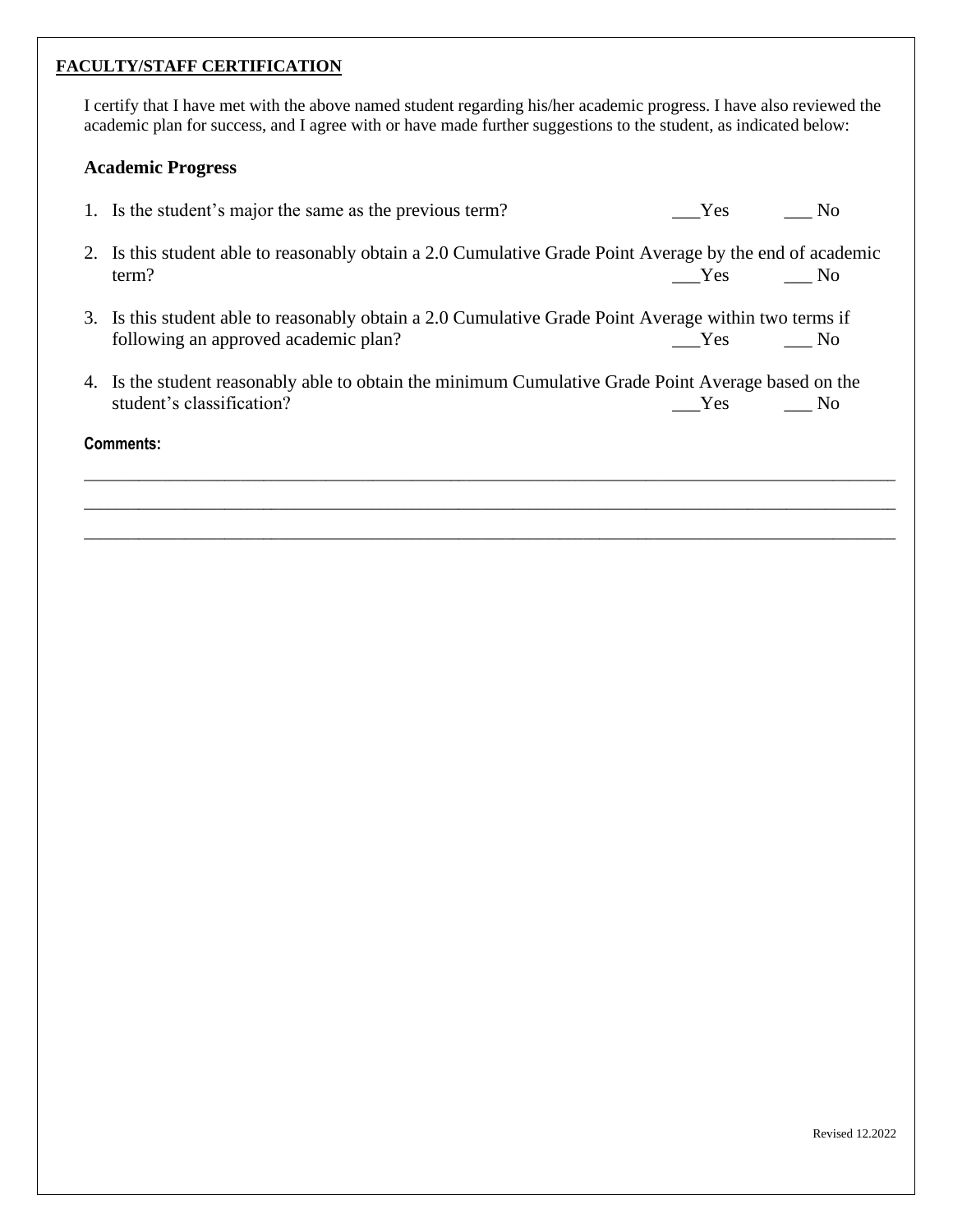## FACULTY/STAFF CERTIFICATION

I certify that I have met with the above named student regarding his/her academic progress. I have also reviewed the academic plan for success, and I agree with or have made further suggestions to the student, as indicated below:

### Academic Progress

1. Is the student's major the same as the previous term? ___Yes ___ No
2. Is this student able to reasonably obtain a 2.0 Cumulative Grade Point Average by the end of academic term? ___Yes ___ No
3. Is this student able to reasonably obtain a 2.0 Cumulative Grade Point Average within two terms if following an approved academic plan? ___Yes ___ No
4. Is the student reasonably able to obtain the minimum Cumulative Grade Point Average based on the student's classification? ___Yes ___ No

**Comments:**

_______________________________________________________________________________________________

_______________________________________________________________________________________________

_______________________________________________________________________________________________

Revised 12.2022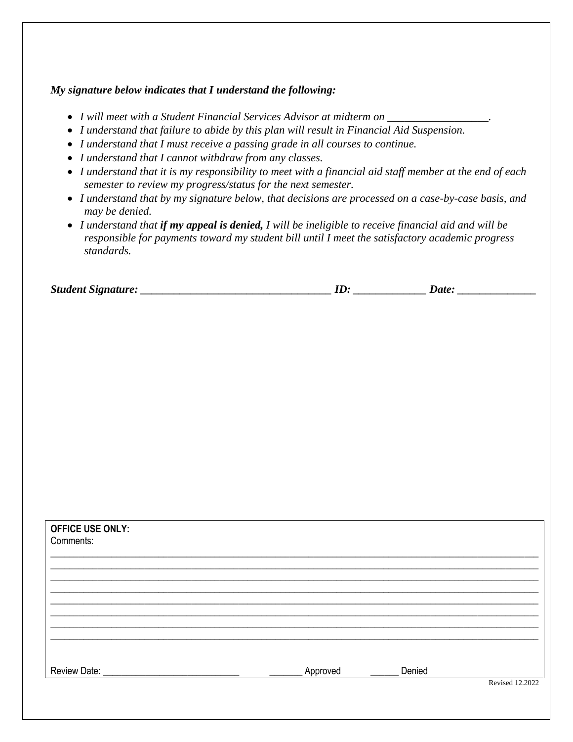***My signature below indicates that I understand the following:***

- *I will meet with a Student Financial Services Advisor at midterm on __________________.*
- *I understand that failure to abide by this plan will result in Financial Aid Suspension.*
- *I understand that I must receive a passing grade in all courses to continue.*
- *I understand that I cannot withdraw from any classes.*
- *I understand that it is my responsibility to meet with a financial aid staff member at the end of each semester to review my progress/status for the next semester.*
- *I understand that by my signature below, that decisions are processed on a case-by-case basis, and may be denied.*
- *I understand that **if my appeal is denied,** I will be ineligible to receive financial aid and will be responsible for payments toward my student bill until I meet the satisfactory academic progress standards.*

***Student Signature: ___________________________________ ID: _____________ Date: ______________***

**OFFICE USE ONLY:**
Comments:

______________________________________________________________________________________________
______________________________________________________________________________________________
______________________________________________________________________________________________
______________________________________________________________________________________________
______________________________________________________________________________________________
______________________________________________________________________________________________
______________________________________________________________________________________________
______________________________________________________________________________________________

Review Date: ____________________________ _______ Approved ______ Denied

Revised 12.2022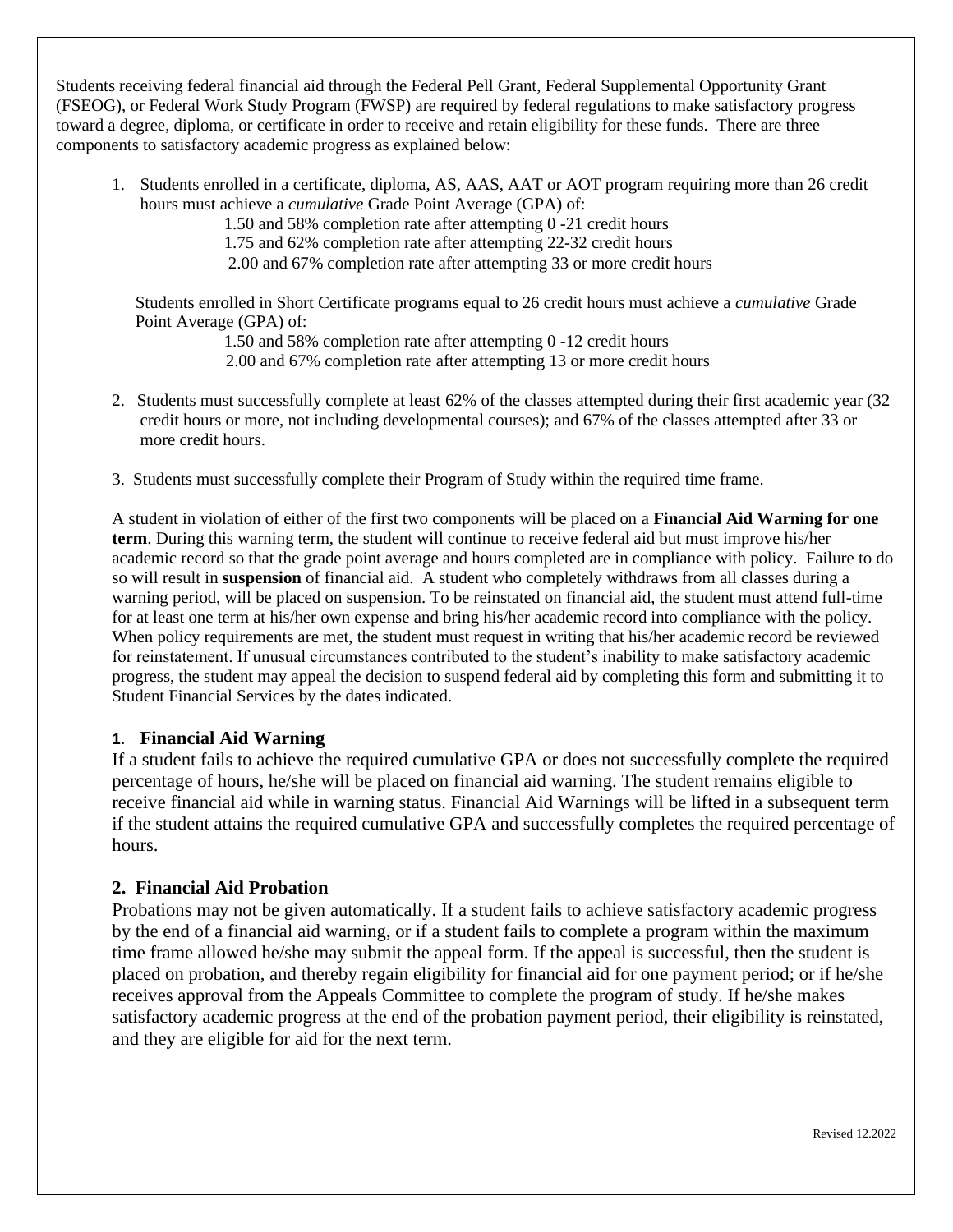Students receiving federal financial aid through the Federal Pell Grant, Federal Supplemental Opportunity Grant (FSEOG), or Federal Work Study Program (FWSP) are required by federal regulations to make satisfactory progress toward a degree, diploma, or certificate in order to receive and retain eligibility for these funds. There are three components to satisfactory academic progress as explained below:

1. Students enrolled in a certificate, diploma, AS, AAS, AAT or AOT program requiring more than 26 credit hours must achieve a *cumulative* Grade Point Average (GPA) of:

   1.50 and 58% completion rate after attempting 0 -21 credit hours
   1.75 and 62% completion rate after attempting 22-32 credit hours
   2.00 and 67% completion rate after attempting 33 or more credit hours

   Students enrolled in Short Certificate programs equal to 26 credit hours must achieve a *cumulative* Grade Point Average (GPA) of:

   1.50 and 58% completion rate after attempting 0 -12 credit hours
   2.00 and 67% completion rate after attempting 13 or more credit hours

2. Students must successfully complete at least 62% of the classes attempted during their first academic year (32 credit hours or more, not including developmental courses); and 67% of the classes attempted after 33 or more credit hours.

3. Students must successfully complete their Program of Study within the required time frame.

A student in violation of either of the first two components will be placed on a **Financial Aid Warning for one term**. During this warning term, the student will continue to receive federal aid but must improve his/her academic record so that the grade point average and hours completed are in compliance with policy. Failure to do so will result in **suspension** of financial aid. A student who completely withdraws from all classes during a warning period, will be placed on suspension. To be reinstated on financial aid, the student must attend full-time for at least one term at his/her own expense and bring his/her academic record into compliance with the policy. When policy requirements are met, the student must request in writing that his/her academic record be reviewed for reinstatement. If unusual circumstances contributed to the student's inability to make satisfactory academic progress, the student may appeal the decision to suspend federal aid by completing this form and submitting it to Student Financial Services by the dates indicated.

### 1. Financial Aid Warning

If a student fails to achieve the required cumulative GPA or does not successfully complete the required percentage of hours, he/she will be placed on financial aid warning. The student remains eligible to receive financial aid while in warning status. Financial Aid Warnings will be lifted in a subsequent term if the student attains the required cumulative GPA and successfully completes the required percentage of hours.

### 2. Financial Aid Probation

Probations may not be given automatically. If a student fails to achieve satisfactory academic progress by the end of a financial aid warning, or if a student fails to complete a program within the maximum time frame allowed he/she may submit the appeal form. If the appeal is successful, then the student is placed on probation, and thereby regain eligibility for financial aid for one payment period; or if he/she receives approval from the Appeals Committee to complete the program of study. If he/she makes satisfactory academic progress at the end of the probation payment period, their eligibility is reinstated, and they are eligible for aid for the next term.

Revised 12.2022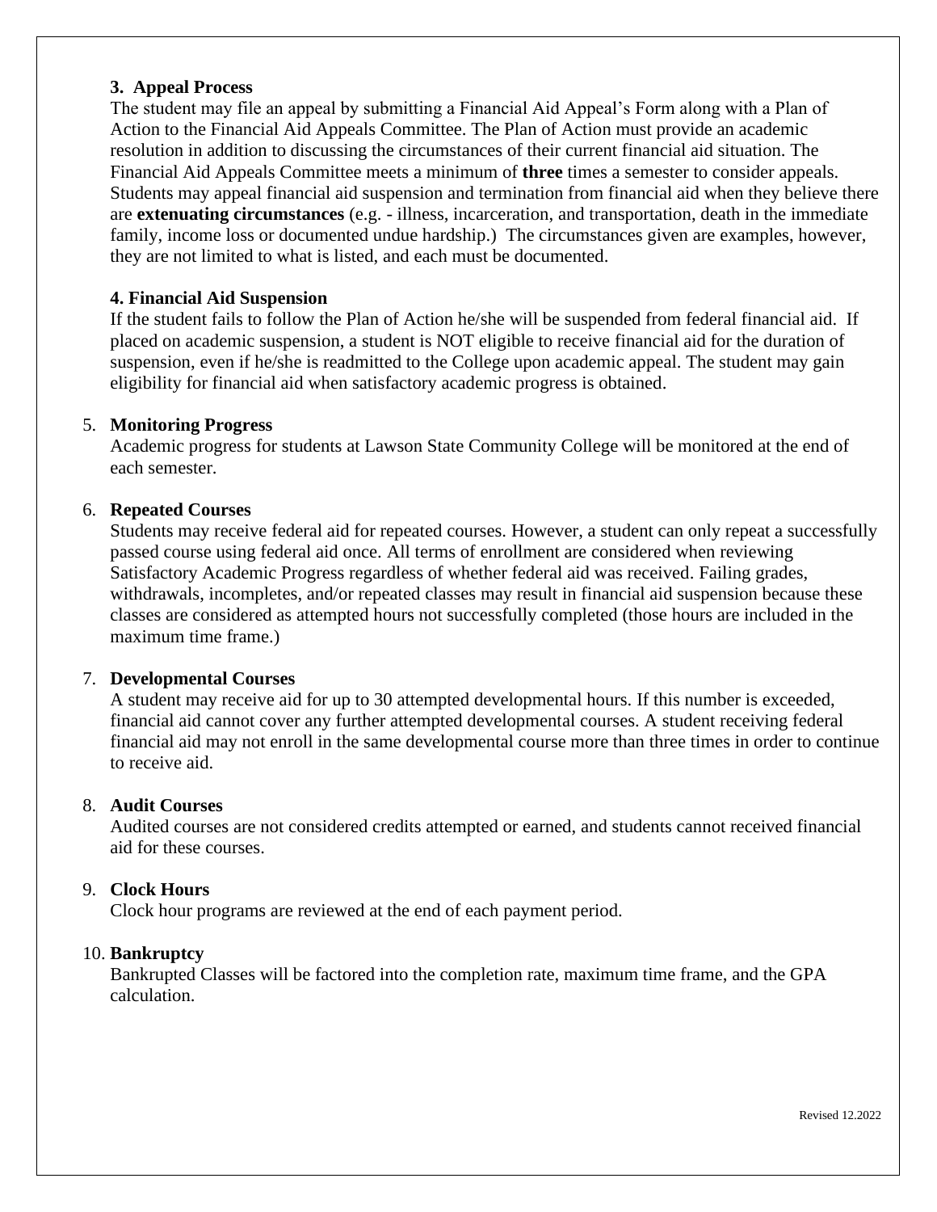### 3. Appeal Process

The student may file an appeal by submitting a Financial Aid Appeal's Form along with a Plan of Action to the Financial Aid Appeals Committee. The Plan of Action must provide an academic resolution in addition to discussing the circumstances of their current financial aid situation. The Financial Aid Appeals Committee meets a minimum of **three** times a semester to consider appeals. Students may appeal financial aid suspension and termination from financial aid when they believe there are **extenuating circumstances** (e.g. - illness, incarceration, and transportation, death in the immediate family, income loss or documented undue hardship.) The circumstances given are examples, however, they are not limited to what is listed, and each must be documented.

### 4. Financial Aid Suspension

If the student fails to follow the Plan of Action he/she will be suspended from federal financial aid. If placed on academic suspension, a student is NOT eligible to receive financial aid for the duration of suspension, even if he/she is readmitted to the College upon academic appeal. The student may gain eligibility for financial aid when satisfactory academic progress is obtained.

### 5. Monitoring Progress

Academic progress for students at Lawson State Community College will be monitored at the end of each semester.

### 6. Repeated Courses

Students may receive federal aid for repeated courses. However, a student can only repeat a successfully passed course using federal aid once. All terms of enrollment are considered when reviewing Satisfactory Academic Progress regardless of whether federal aid was received. Failing grades, withdrawals, incompletes, and/or repeated classes may result in financial aid suspension because these classes are considered as attempted hours not successfully completed (those hours are included in the maximum time frame.)

### 7. Developmental Courses

A student may receive aid for up to 30 attempted developmental hours. If this number is exceeded, financial aid cannot cover any further attempted developmental courses. A student receiving federal financial aid may not enroll in the same developmental course more than three times in order to continue to receive aid.

### 8. Audit Courses

Audited courses are not considered credits attempted or earned, and students cannot received financial aid for these courses.

### 9. Clock Hours

Clock hour programs are reviewed at the end of each payment period.

### 10. Bankruptcy

Bankrupted Classes will be factored into the completion rate, maximum time frame, and the GPA calculation.

Revised 12.2022